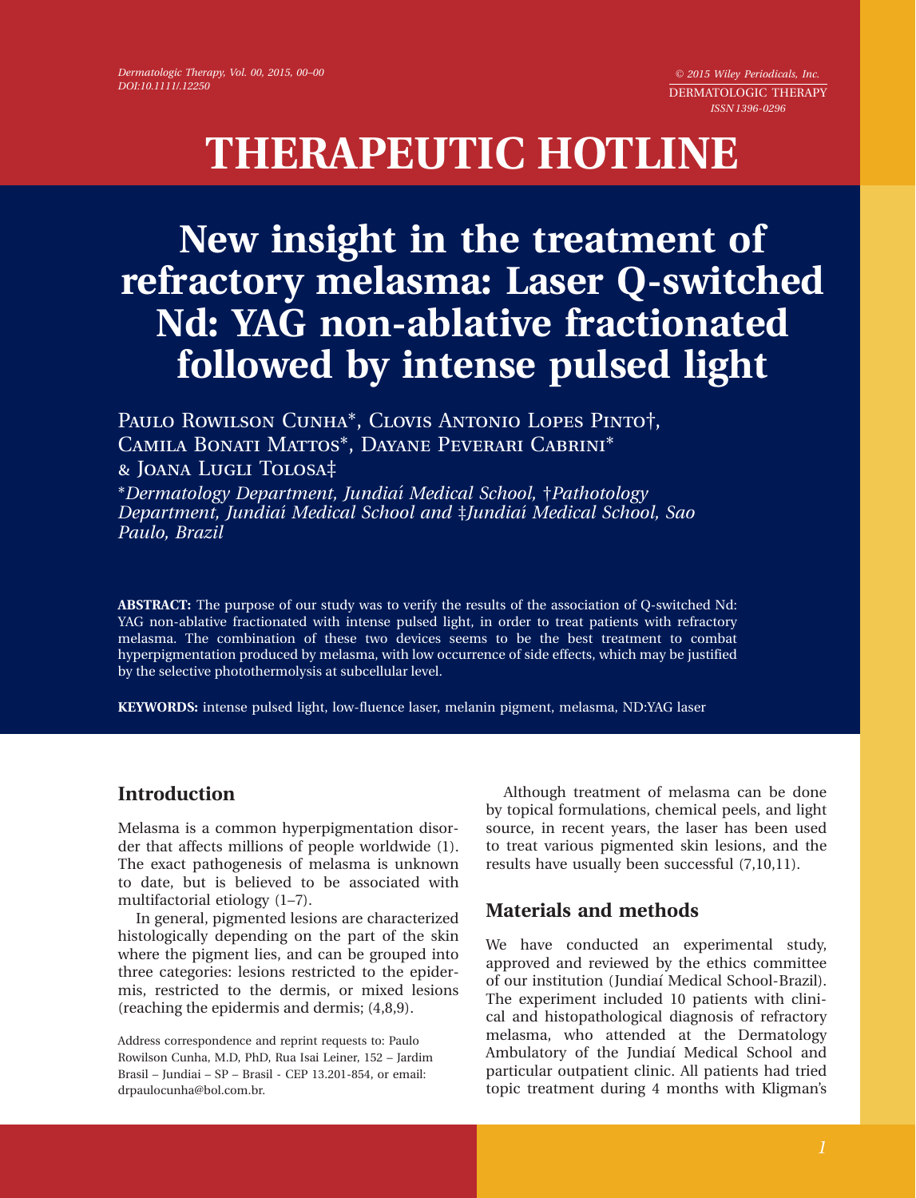# THERAPEUTIC HOTLINE

# New insight in the treatment of refractory melasma: Laser Q-switched Nd: YAG non-ablative fractionated followed by intense pulsed light

Paulo Rowilson Cunha*, Clovis Antonio Lopes Pinto†, Camila Bonati Mattos*, Dayane Peverari Cabrini* & Joana Lugli Tolosa‡

*Dermatology Department, Jundiaí Medical School, †Pathotology Department, Jundiaí Medical School and ‡Jundiaí Medical School, Sao Paulo, Brazil*

**ABSTRACT:** The purpose of our study was to verify the results of the association of Q-switched Nd: YAG non-ablative fractionated with intense pulsed light, in order to treat patients with refractory melasma. The combination of these two devices seems to be the best treatment to combat hyperpigmentation produced by melasma, with low occurrence of side effects, which may be justified by the selective photothermolysis at subcellular level.

**KEYWORDS:** intense pulsed light, low-fluence laser, melanin pigment, melasma, ND:YAG laser

## Introduction

Melasma is a common hyperpigmentation disorder that affects millions of people worldwide (1). The exact pathogenesis of melasma is unknown to date, but is believed to be associated with multifactorial etiology (1–7).

In general, pigmented lesions are characterized histologically depending on the part of the skin where the pigment lies, and can be grouped into three categories: lesions restricted to the epidermis, restricted to the dermis, or mixed lesions (reaching the epidermis and dermis; (4,8,9).

Although treatment of melasma can be done by topical formulations, chemical peels, and light source, in recent years, the laser has been used to treat various pigmented skin lesions, and the results have usually been successful (7,10,11).

## Materials and methods

We have conducted an experimental study, approved and reviewed by the ethics committee of our institution (Jundiaí Medical School-Brazil). The experiment included 10 patients with clinical and histopathological diagnosis of refractory melasma, who attended at the Dermatology Ambulatory of the Jundiaí Medical School and particular outpatient clinic. All patients had tried topic treatment during 4 months with Kligman's

Address correspondence and reprint requests to: Paulo Rowilson Cunha, M.D, PhD, Rua Isai Leiner, 152 – Jardim Brasil – Jundiai – SP – Brasil - CEP 13.201-854, or email: drpaulocunha@bol.com.br.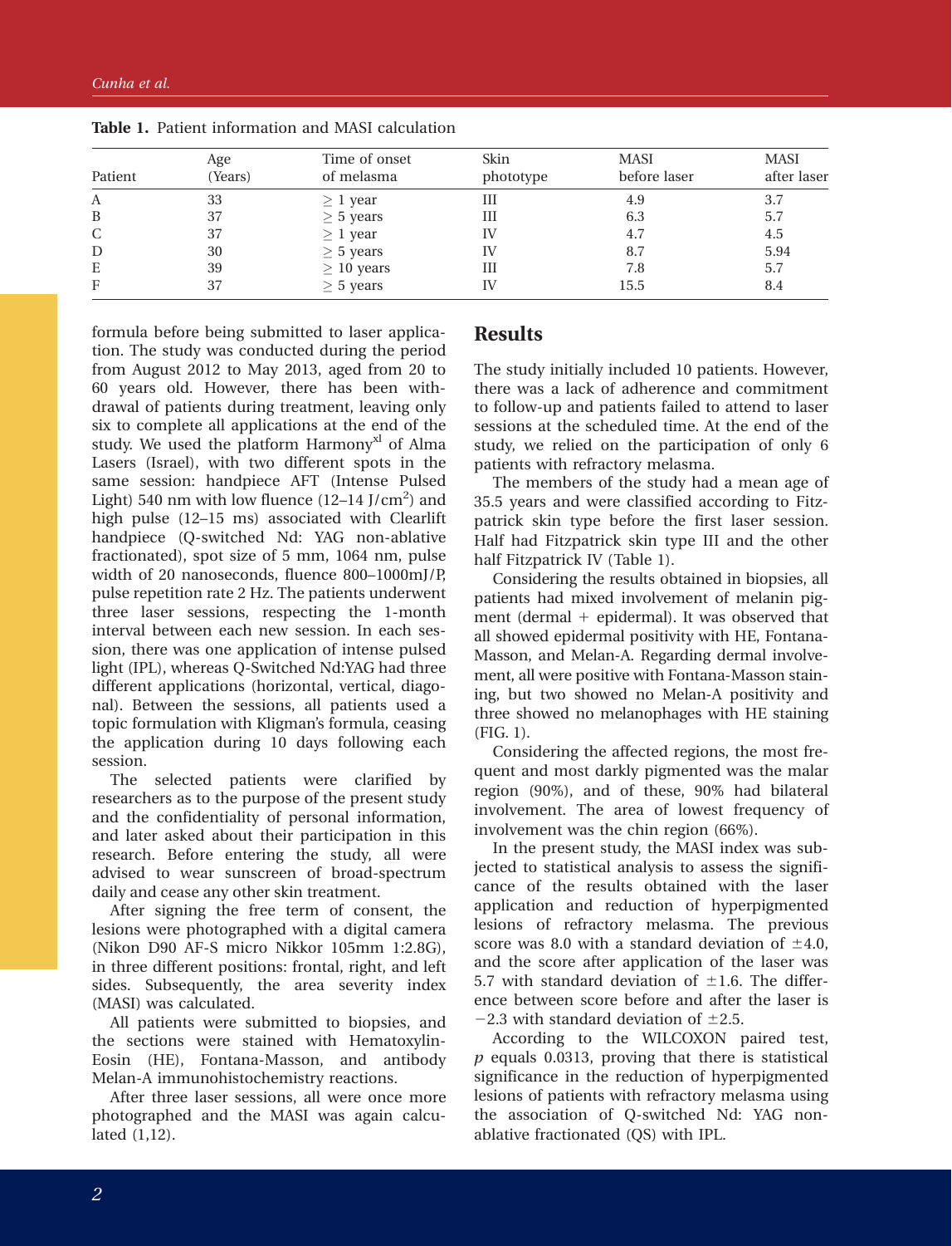**Table 1.** Patient information and MASI calculation

| Patient | Age (Years) | Time of onset of melasma | Skin phototype | MASI before laser | MASI after laser |
|---|---|---|---|---|---|
| A | 33 | ≥ 1 year | III | 4.9 | 3.7 |
| B | 37 | ≥ 5 years | III | 6.3 | 5.7 |
| C | 37 | ≥ 1 year | IV | 4.7 | 4.5 |
| D | 30 | ≥ 5 years | IV | 8.7 | 5.94 |
| E | 39 | ≥ 10 years | III | 7.8 | 5.7 |
| F | 37 | ≥ 5 years | IV | 15.5 | 8.4 |

formula before being submitted to laser application. The study was conducted during the period from August 2012 to May 2013, aged from 20 to 60 years old. However, there has been withdrawal of patients during treatment, leaving only six to complete all applications at the end of the study. We used the platform Harmony[xl] of Alma Lasers (Israel), with two different spots in the same session: handpiece AFT (Intense Pulsed Light) 540 nm with low fluence (12–14 J/cm$^2$) and high pulse (12–15 ms) associated with Clearlift handpiece (Q-switched Nd: YAG non-ablative fractionated), spot size of 5 mm, 1064 nm, pulse width of 20 nanoseconds, fluence 800–1000mJ/P, pulse repetition rate 2 Hz. The patients underwent three laser sessions, respecting the 1-month interval between each new session. In each session, there was one application of intense pulsed light (IPL), whereas Q-Switched Nd:YAG had three different applications (horizontal, vertical, diagonal). Between the sessions, all patients used a topic formulation with Kligman's formula, ceasing the application during 10 days following each session.

The selected patients were clarified by researchers as to the purpose of the present study and the confidentiality of personal information, and later asked about their participation in this research. Before entering the study, all were advised to wear sunscreen of broad-spectrum daily and cease any other skin treatment.

After signing the free term of consent, the lesions were photographed with a digital camera (Nikon D90 AF-S micro Nikkor 105mm 1:2.8G), in three different positions: frontal, right, and left sides. Subsequently, the area severity index (MASI) was calculated.

All patients were submitted to biopsies, and the sections were stained with Hematoxylin-Eosin (HE), Fontana-Masson, and antibody Melan-A immunohistochemistry reactions.

After three laser sessions, all were once more photographed and the MASI was again calculated (1,12).

## Results

The study initially included 10 patients. However, there was a lack of adherence and commitment to follow-up and patients failed to attend to laser sessions at the scheduled time. At the end of the study, we relied on the participation of only 6 patients with refractory melasma.

The members of the study had a mean age of 35.5 years and were classified according to Fitzpatrick skin type before the first laser session. Half had Fitzpatrick skin type III and the other half Fitzpatrick IV (Table 1).

Considering the results obtained in biopsies, all patients had mixed involvement of melanin pigment (dermal + epidermal). It was observed that all showed epidermal positivity with HE, Fontana-Masson, and Melan-A. Regarding dermal involvement, all were positive with Fontana-Masson staining, but two showed no Melan-A positivity and three showed no melanophages with HE staining (FIG. 1).

Considering the affected regions, the most frequent and most darkly pigmented was the malar region (90%), and of these, 90% had bilateral involvement. The area of lowest frequency of involvement was the chin region (66%).

In the present study, the MASI index was subjected to statistical analysis to assess the significance of the results obtained with the laser application and reduction of hyperpigmented lesions of refractory melasma. The previous score was 8.0 with a standard deviation of ±4.0, and the score after application of the laser was 5.7 with standard deviation of ±1.6. The difference between score before and after the laser is −2.3 with standard deviation of ±2.5.

According to the WILCOXON paired test, $p$ equals 0.0313, proving that there is statistical significance in the reduction of hyperpigmented lesions of patients with refractory melasma using the association of Q-switched Nd: YAG non-ablative fractionated (QS) with IPL.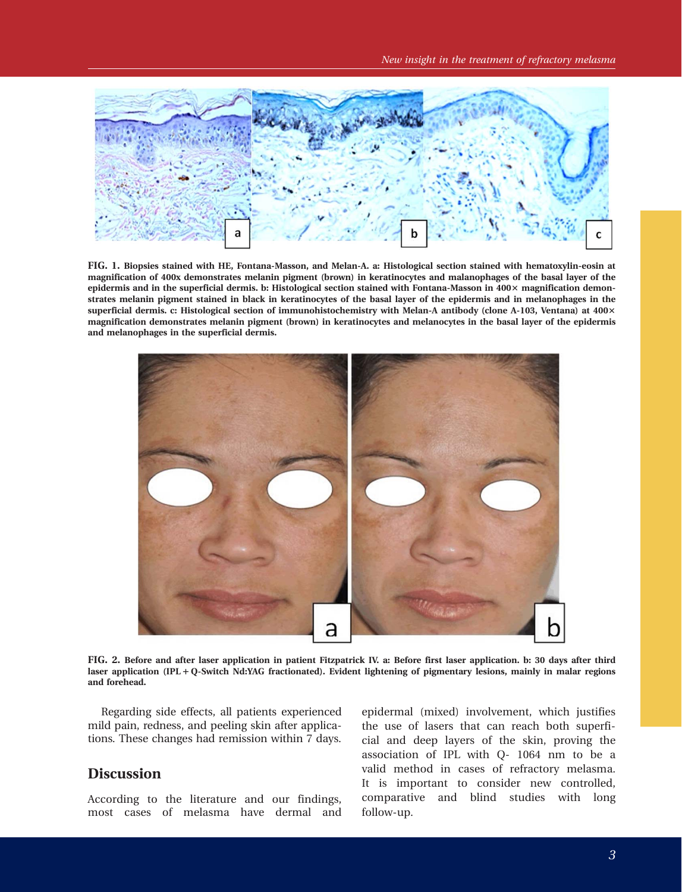**FIG. 1.** Biopsies stained with HE, Fontana-Masson, and Melan-A. a: Histological section stained with hematoxylin-eosin at magnification of 400x demonstrates melanin pigment (brown) in keratinocytes and malanophages of the basal layer of the epidermis and in the superficial dermis. b: Histological section stained with Fontana-Masson in 400× magnification demonstrates melanin pigment stained in black in keratinocytes of the basal layer of the epidermis and in melanophages in the superficial dermis. c: Histological section of immunohistochemistry with Melan-A antibody (clone A-103, Ventana) at 400× magnification demonstrates melanin pigment (brown) in keratinocytes and melanocytes in the basal layer of the epidermis and melanophages in the superficial dermis.

**FIG. 2.** Before and after laser application in patient Fitzpatrick IV. a: Before first laser application. b: 30 days after third laser application (IPL + Q-Switch Nd:YAG fractionated). Evident lightening of pigmentary lesions, mainly in malar regions and forehead.

Regarding side effects, all patients experienced mild pain, redness, and peeling skin after applications. These changes had remission within 7 days.

## Discussion

According to the literature and our findings, most cases of melasma have dermal and epidermal (mixed) involvement, which justifies the use of lasers that can reach both superficial and deep layers of the skin, proving the association of IPL with Q- 1064 nm to be a valid method in cases of refractory melasma. It is important to consider new controlled, comparative and blind studies with long follow-up.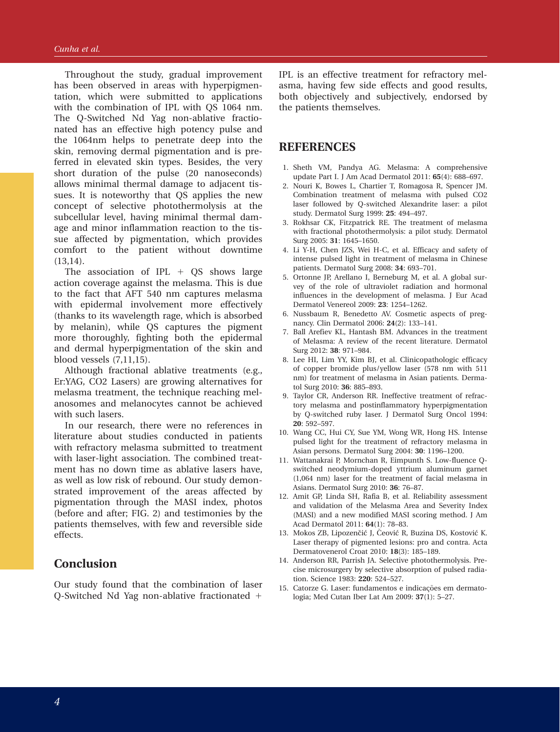Throughout the study, gradual improvement has been observed in areas with hyperpigmentation, which were submitted to applications with the combination of IPL with QS 1064 nm. The Q-Switched Nd Yag non-ablative fractionated has an effective high potency pulse and the 1064nm helps to penetrate deep into the skin, removing dermal pigmentation and is preferred in elevated skin types. Besides, the very short duration of the pulse (20 nanoseconds) allows minimal thermal damage to adjacent tissues. It is noteworthy that QS applies the new concept of selective photothermolysis at the subcellular level, having minimal thermal damage and minor inflammation reaction to the tissue affected by pigmentation, which provides comfort to the patient without downtime (13,14).

The association of IPL + QS shows large action coverage against the melasma. This is due to the fact that AFT 540 nm captures melasma with epidermal involvement more effectively (thanks to its wavelength rage, which is absorbed by melanin), while QS captures the pigment more thoroughly, fighting both the epidermal and dermal hyperpigmentation of the skin and blood vessels (7,11,15).

Although fractional ablative treatments (e.g., Er:YAG, CO2 Lasers) are growing alternatives for melasma treatment, the technique reaching melanosomes and melanocytes cannot be achieved with such lasers.

In our research, there were no references in literature about studies conducted in patients with refractory melasma submitted to treatment with laser-light association. The combined treatment has no down time as ablative lasers have, as well as low risk of rebound. Our study demonstrated improvement of the areas affected by pigmentation through the MASI index, photos (before and after; FIG. 2) and testimonies by the patients themselves, with few and reversible side effects.

## Conclusion

Our study found that the combination of laser Q-Switched Nd Yag non-ablative fractionated + IPL is an effective treatment for refractory melasma, having few side effects and good results, both objectively and subjectively, endorsed by the patients themselves.

## REFERENCES

1. Sheth VM, Pandya AG. Melasma: A comprehensive update Part I. J Am Acad Dermatol 2011: **65**(4): 688–697.
2. Nouri K, Bowes L, Chartier T, Romagosa R, Spencer JM. Combination treatment of melasma with pulsed CO2 laser followed by Q-switched Alexandrite laser: a pilot study. Dermatol Surg 1999: **25**: 494–497.
3. Rokhsar CK, Fitzpatrick RE. The treatment of melasma with fractional photothermolysis: a pilot study. Dermatol Surg 2005: **31**: 1645–1650.
4. Li Y-H, Chen JZS, Wei H-C, et al. Efficacy and safety of intense pulsed light in treatment of melasma in Chinese patients. Dermatol Surg 2008: **34**: 693–701.
5. Ortonne JP, Arellano I, Berneburg M, et al. A global survey of the role of ultraviolet radiation and hormonal influences in the development of melasma. J Eur Acad Dermatol Venereol 2009: **23**: 1254–1262.
6. Nussbaum R, Benedetto AV. Cosmetic aspects of pregnancy. Clin Dermatol 2006: **24**(2): 133–141.
7. Ball Arefiev KL, Hantash BM. Advances in the treatment of Melasma: A review of the recent literature. Dermatol Surg 2012: **38**: 971–984.
8. Lee HI, Lim YY, Kim BJ, et al. Clinicopathologic efficacy of copper bromide plus/yellow laser (578 nm with 511 nm) for treatment of melasma in Asian patients. Dermatol Surg 2010: **36**: 885–893.
9. Taylor CR, Anderson RR. Ineffective treatment of refractory melasma and postinflammatory hyperpigmentation by Q-switched ruby laser. J Dermatol Surg Oncol 1994: **20**: 592–597.
10. Wang CC, Hui CY, Sue YM, Wong WR, Hong HS. Intense pulsed light for the treatment of refractory melasma in Asian persons. Dermatol Surg 2004: **30**: 1196–1200.
11. Wattanakrai P, Mornchan R, Eimpunth S. Low-fluence Q-switched neodymium-doped yttrium aluminum garnet (1,064 nm) laser for the treatment of facial melasma in Asians. Dermatol Surg 2010: **36**: 76–87.
12. Amit GP, Linda SH, Rafia B, et al. Reliability assessment and validation of the Melasma Area and Severity Index (MASI) and a new modified MASI scoring method. J Am Acad Dermatol 2011: **64**(1): 78–83.
13. Mokos ZB, Lipozenčić J, Čeović R, Buzina DS, Kostović K. Laser therapy of pigmented lesions: pro and contra. Acta Dermatovenerol Croat 2010: **18**(3): 185–189.
14. Anderson RR, Parrish JA. Selective photothermolysis. Precise microsurgery by selective absorption of pulsed radiation. Science 1983: **220**: 524–527.
15. Catorze G. Laser: fundamentos e indicações em dermatologia; Med Cutan Iber Lat Am 2009: **37**(1): 5–27.